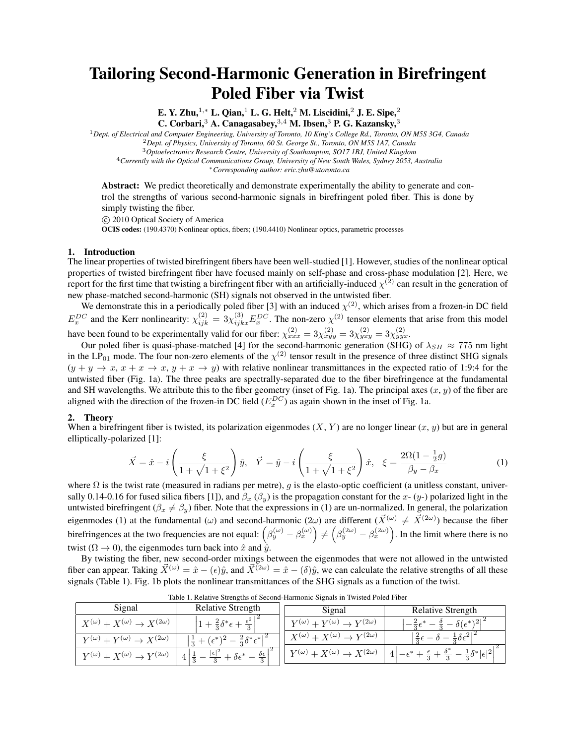# Tailoring Second-Harmonic Generation in Birefringent Poled Fiber via Twist

**E. Y. Zhu,[1,*] L. Qian,[1] L. G. Helt,[2] M. Liscidini,[2] J. E. Sipe,[2] C. Corbari,[3] A. Canagasabey,[3,4] M. Ibsen,[3] P. G. Kazansky,[3]**

[1] *Dept. of Electrical and Computer Engineering, University of Toronto, 10 King's College Rd., Toronto, ON M5S 3G4, Canada*
[2] *Dept. of Physics, University of Toronto, 60 St. George St., Toronto, ON M5S 1A7, Canada*
[3] *Optoelectronics Research Centre, University of Southampton, SO17 1BJ, United Kingdom*
[4] *Currently with the Optical Communications Group, University of New South Wales, Sydney 2053, Australia*
[*] *Corresponding author: eric.zhu@utoronto.ca*

**Abstract:** We predict theoretically and demonstrate experimentally the ability to generate and control the strengths of various second-harmonic signals in birefringent poled fiber. This is done by simply twisting the fiber.

© 2010 Optical Society of America

**OCIS codes:** (190.4370) Nonlinear optics, fibers; (190.4410) Nonlinear optics, parametric processes

## 1. Introduction

The linear properties of twisted birefringent fibers have been well-studied [1]. However, studies of the nonlinear optical properties of twisted birefringent fiber have focused mainly on self-phase and cross-phase modulation [2]. Here, we report for the first time that twisting a birefringent fiber with an artificially-induced $\chi^{(2)}$ can result in the generation of new phase-matched second-harmonic (SH) signals not observed in the untwisted fiber.

We demonstrate this in a periodically poled fiber [3] with an induced $\chi^{(2)}$, which arises from a frozen-in DC field $E_x^{DC}$ and the Kerr nonlinearity: $\chi_{ijk}^{(2)} = 3\chi_{ijkx}^{(3)} E_x^{DC}$. The non-zero $\chi^{(2)}$ tensor elements that arise from this model have been found to be experimentally valid for our fiber: $\chi_{xxx}^{(2)} = 3\chi_{xyy}^{(2)} = 3\chi_{yxy}^{(2)} = 3\chi_{yyx}^{(2)}$.

Our poled fiber is quasi-phase-matched [4] for the second-harmonic generation (SHG) of $\lambda_{SH} \approx 775$ nm light in the $LP_{01}$ mode. The four non-zero elements of the $\chi^{(2)}$ tensor result in the presence of three distinct SHG signals ($y + y \to x$, $x + x \to x$, $y + x \to y$) with relative nonlinear transmittances in the expected ratio of 1:9:4 for the untwisted fiber (Fig. 1a). The three peaks are spectrally-separated due to the fiber birefringence at the fundamental and SH wavelengths. We attribute this to the fiber geometry (inset of Fig. 1a). The principal axes ($x$, $y$) of the fiber are aligned with the direction of the frozen-in DC field ($E_x^{DC}$) as again shown in the inset of Fig. 1a.

## 2. Theory

When a birefringent fiber is twisted, its polarization eigenmodes ($X$, $Y$) are no longer linear ($x$, $y$) but are in general elliptically-polarized [1]:

$$\vec{X} = \hat{x} - i\left(\frac{\xi}{1+\sqrt{1+\xi^2}}\right)\hat{y}, \quad \vec{Y} = \hat{y} - i\left(\frac{\xi}{1+\sqrt{1+\xi^2}}\right)\hat{x}, \quad \xi = \frac{2\Omega(1-\frac{1}{2}g)}{\beta_y - \beta_x} \tag{1}$$

where $\Omega$ is the twist rate (measured in radians per metre), $g$ is the elasto-optic coefficient (a unitless constant, universally 0.14-0.16 for fused silica fibers [1]), and $\beta_x$ ($\beta_y$) is the propagation constant for the $x$- ($y$-) polarized light in the untwisted birefringent ($\beta_x \neq \beta_y$) fiber. Note that the expressions in (1) are un-normalized. In general, the polarization eigenmodes (1) at the fundamental ($\omega$) and second-harmonic ($2\omega$) are different ($\vec{X}^{(\omega)} \neq \vec{X}^{(2\omega)}$) because the fiber birefringences at the two frequencies are not equal: $\left(\beta_y^{(\omega)} - \beta_x^{(\omega)}\right) \neq \left(\beta_y^{(2\omega)} - \beta_x^{(2\omega)}\right)$. In the limit where there is no twist ($\Omega \to 0$), the eigenmodes turn back into $\hat{x}$ and $\hat{y}$.

By twisting the fiber, new second-order mixings between the eigenmodes that were not allowed in the untwisted fiber can appear. Taking $\vec{X}^{(\omega)} = \hat{x} - (\epsilon)\hat{y}$, and $\vec{X}^{(2\omega)} = \hat{x} - (\delta)\hat{y}$, we can calculate the relative strengths of all these signals (Table 1). Fig. 1b plots the nonlinear transmittances of the SHG signals as a function of the twist.

Table 1. Relative Strengths of Second-Harmonic Signals in Twisted Poled Fiber

| Signal | Relative Strength | Signal | Relative Strength |
|---|---|---|---|
| $X^{(\omega)} + X^{(\omega)} \to X^{(2\omega)}$ | $\left\|1 + \frac{2}{3}\delta^*\epsilon + \frac{\epsilon^2}{3}\right\|^2$ | $Y^{(\omega)} + Y^{(\omega)} \to Y^{(2\omega)}$ | $\left\|-\frac{2}{3}\epsilon^* - \frac{\delta}{3} - \delta(\epsilon^*)^2\right\|^2$ |
| $Y^{(\omega)} + Y^{(\omega)} \to X^{(2\omega)}$ | $\left\|\frac{1}{3} + (\epsilon^*)^2 - \frac{2}{3}\delta^*\epsilon^*\right\|^2$ | $X^{(\omega)} + X^{(\omega)} \to Y^{(2\omega)}$ | $\left\|\frac{2}{3}\epsilon - \delta - \frac{1}{3}\delta\epsilon^2\right\|^2$ |
| $Y^{(\omega)} + X^{(\omega)} \to Y^{(2\omega)}$ | $4\left\|\frac{1}{3} - \frac{\|\epsilon\|^2}{3} + \delta\epsilon^* - \frac{\delta\epsilon}{3}\right\|^2$ | $Y^{(\omega)} + X^{(\omega)} \to X^{(2\omega)}$ | $4\left\|-\epsilon^* + \frac{\epsilon}{3} + \frac{\delta^*}{3} - \frac{1}{3}\delta^*\|\epsilon\|^2\right\|^2$ |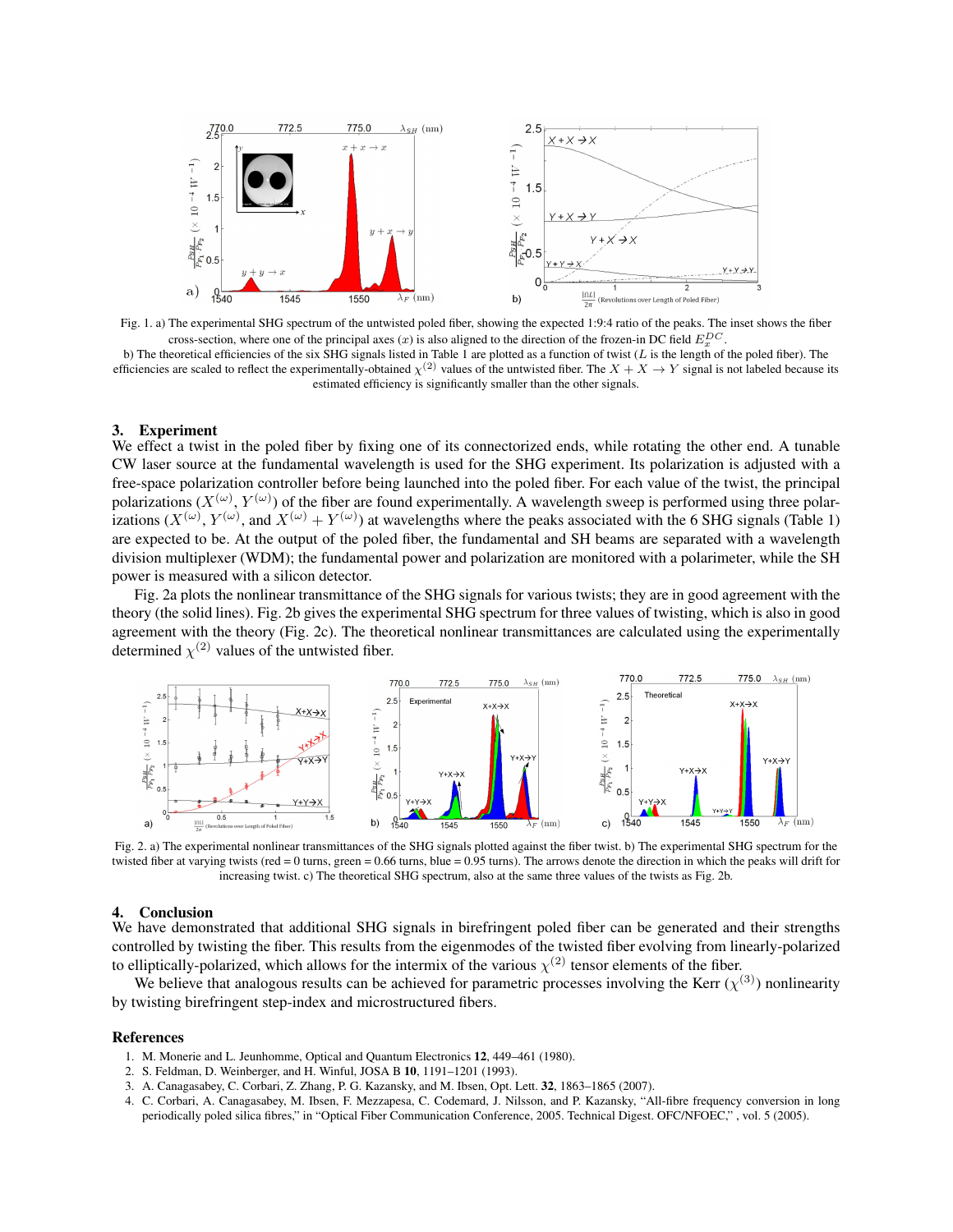Fig. 1. a) The experimental SHG spectrum of the untwisted poled fiber, showing the expected 1:9:4 ratio of the peaks. The inset shows the fiber cross-section, where one of the principal axes ($x$) is also aligned to the direction of the frozen-in DC field $E_x^{DC}$.
b) The theoretical efficiencies of the six SHG signals listed in Table 1 are plotted as a function of twist ($L$ is the length of the poled fiber). The efficiencies are scaled to reflect the experimentally-obtained $\chi^{(2)}$ values of the untwisted fiber. The $X + X \rightarrow Y$ signal is not labeled because its estimated efficiency is significantly smaller than the other signals.

## 3. Experiment

We effect a twist in the poled fiber by fixing one of its connectorized ends, while rotating the other end. A tunable CW laser source at the fundamental wavelength is used for the SHG experiment. Its polarization is adjusted with a free-space polarization controller before being launched into the poled fiber. For each value of the twist, the principal polarizations ($X^{(\omega)}$, $Y^{(\omega)}$) of the fiber are found experimentally. A wavelength sweep is performed using three polarizations ($X^{(\omega)}$, $Y^{(\omega)}$, and $X^{(\omega)} + Y^{(\omega)}$) at wavelengths where the peaks associated with the 6 SHG signals (Table 1) are expected to be. At the output of the poled fiber, the fundamental and SH beams are separated with a wavelength division multiplexer (WDM); the fundamental power and polarization are monitored with a polarimeter, while the SH power is measured with a silicon detector.

Fig. 2a plots the nonlinear transmittance of the SHG signals for various twists; they are in good agreement with the theory (the solid lines). Fig. 2b gives the experimental SHG spectrum for three values of twisting, which is also in good agreement with the theory (Fig. 2c). The theoretical nonlinear transmittances are calculated using the experimentally determined $\chi^{(2)}$ values of the untwisted fiber.

Fig. 2. a) The experimental nonlinear transmittances of the SHG signals plotted against the fiber twist. b) The experimental SHG spectrum for the twisted fiber at varying twists (red = 0 turns, green = 0.66 turns, blue = 0.95 turns). The arrows denote the direction in which the peaks will drift for increasing twist. c) The theoretical SHG spectrum, also at the same three values of the twists as Fig. 2b.

## 4. Conclusion

We have demonstrated that additional SHG signals in birefringent poled fiber can be generated and their strengths controlled by twisting the fiber. This results from the eigenmodes of the twisted fiber evolving from linearly-polarized to elliptically-polarized, which allows for the intermix of the various $\chi^{(2)}$ tensor elements of the fiber.

We believe that analogous results can be achieved for parametric processes involving the Kerr ($\chi^{(3)}$) nonlinearity by twisting birefringent step-index and microstructured fibers.

## References

1. M. Monerie and L. Jeunhomme, Optical and Quantum Electronics **12**, 449–461 (1980).
2. S. Feldman, D. Weinberger, and H. Winful, JOSA B **10**, 1191–1201 (1993).
3. A. Canagasabey, C. Corbari, Z. Zhang, P. G. Kazansky, and M. Ibsen, Opt. Lett. **32**, 1863–1865 (2007).
4. C. Corbari, A. Canagasabey, M. Ibsen, F. Mezzapesa, C. Codemard, J. Nilsson, and P. Kazansky, "All-fibre frequency conversion in long periodically poled silica fibres," in "Optical Fiber Communication Conference, 2005. Technical Digest. OFC/NFOEC," , vol. 5 (2005).